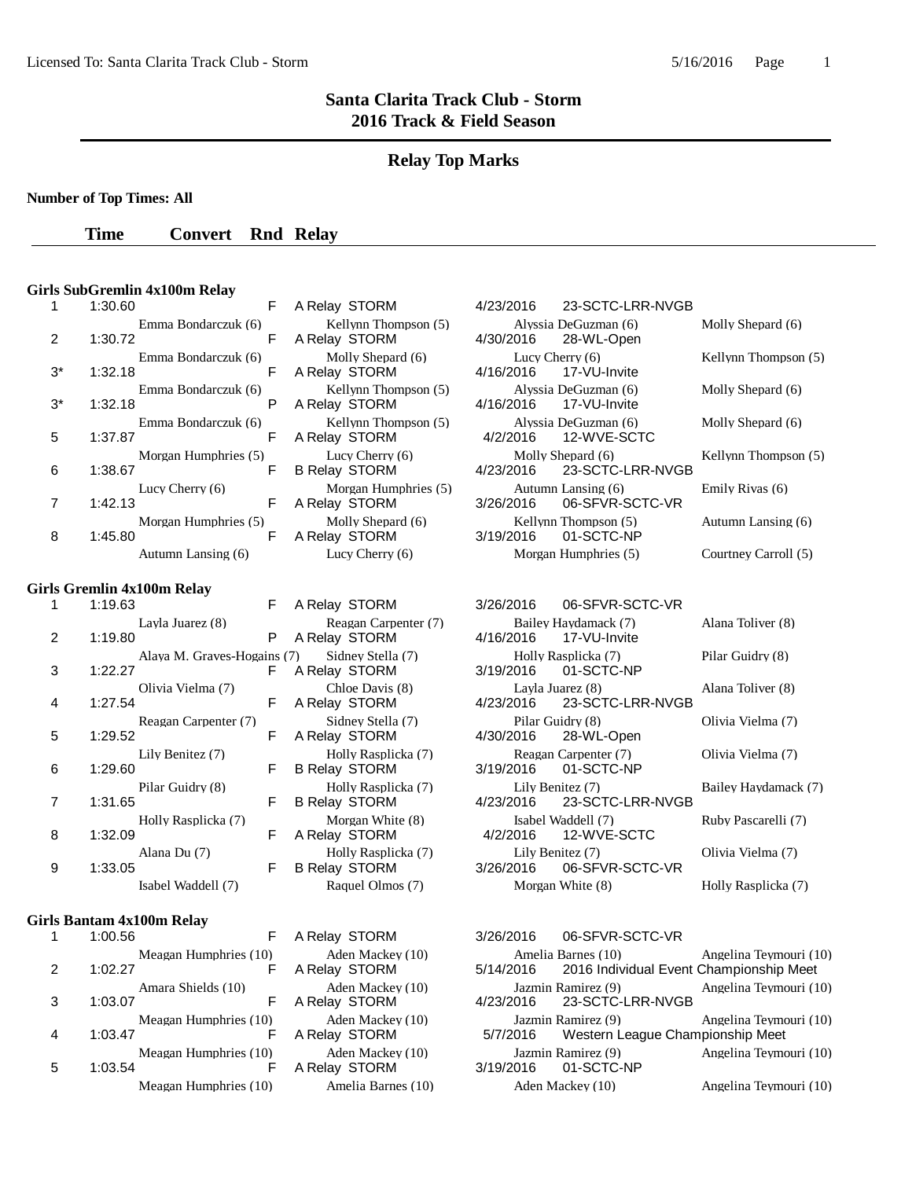# Santa Clarita Track Club - Storm
## 2016 Track & Field Season

## Relay Top Marks

**Number of Top Times: All**

### Girls SubGremlin 4x100m Relay

| | Time | Convert | Rnd | Relay | Date | Meet |
|---|---|---|---|---|---|---|
| 1 | 1:30.60 | | F | A Relay STORM | 4/23/2016 | 23-SCTC-LRR-NVGB |
| | Emma Bondarczuk (6) | | | Kellynn Thompson (5) | Alyssia DeGuzman (6) | Molly Shepard (6) |
| 2 | 1:30.72 | | F | A Relay STORM | 4/30/2016 | 28-WL-Open |
| | Emma Bondarczuk (6) | | | Molly Shepard (6) | Lucy Cherry (6) | Kellynn Thompson (5) |
| 3* | 1:32.18 | | F | A Relay STORM | 4/16/2016 | 17-VU-Invite |
| | Emma Bondarczuk (6) | | | Kellynn Thompson (5) | Alyssia DeGuzman (6) | Molly Shepard (6) |
| 3* | 1:32.18 | | P | A Relay STORM | 4/16/2016 | 17-VU-Invite |
| | Emma Bondarczuk (6) | | | Kellynn Thompson (5) | Alyssia DeGuzman (6) | Molly Shepard (6) |
| 5 | 1:37.87 | | F | A Relay STORM | 4/2/2016 | 12-WVE-SCTC |
| | Morgan Humphries (5) | | | Lucy Cherry (6) | Molly Shepard (6) | Kellynn Thompson (5) |
| 6 | 1:38.67 | | F | B Relay STORM | 4/23/2016 | 23-SCTC-LRR-NVGB |
| | Lucy Cherry (6) | | | Morgan Humphries (5) | Autumn Lansing (6) | Emily Rivas (6) |
| 7 | 1:42.13 | | F | A Relay STORM | 3/26/2016 | 06-SFVR-SCTC-VR |
| | Morgan Humphries (5) | | | Molly Shepard (6) | Kellynn Thompson (5) | Autumn Lansing (6) |
| 8 | 1:45.80 | | F | A Relay STORM | 3/19/2016 | 01-SCTC-NP |
| | Autumn Lansing (6) | | | Lucy Cherry (6) | Morgan Humphries (5) | Courtney Carroll (5) |

### Girls Gremlin 4x100m Relay

| | Time | Convert | Rnd | Relay | Date | Meet |
|---|---|---|---|---|---|---|
| 1 | 1:19.63 | | F | A Relay STORM | 3/26/2016 | 06-SFVR-SCTC-VR |
| | Layla Juarez (8) | | | Reagan Carpenter (7) | Bailey Haydamack (7) | Alana Toliver (8) |
| 2 | 1:19.80 | | P | A Relay STORM | 4/16/2016 | 17-VU-Invite |
| | Alaya M. Graves-Hogains (7) | | | Sidney Stella (7) | Holly Rasplicka (7) | Pilar Guidry (8) |
| 3 | 1:22.27 | | F | A Relay STORM | 3/19/2016 | 01-SCTC-NP |
| | Olivia Vielma (7) | | | Chloe Davis (8) | Layla Juarez (8) | Alana Toliver (8) |
| 4 | 1:27.54 | | F | A Relay STORM | 4/23/2016 | 23-SCTC-LRR-NVGB |
| | Reagan Carpenter (7) | | | Sidney Stella (7) | Pilar Guidry (8) | Olivia Vielma (7) |
| 5 | 1:29.52 | | F | A Relay STORM | 4/30/2016 | 28-WL-Open |
| | Lily Benitez (7) | | | Holly Rasplicka (7) | Reagan Carpenter (7) | Olivia Vielma (7) |
| 6 | 1:29.60 | | F | B Relay STORM | 3/19/2016 | 01-SCTC-NP |
| | Pilar Guidry (8) | | | Holly Rasplicka (7) | Lily Benitez (7) | Bailey Haydamack (7) |
| 7 | 1:31.65 | | F | B Relay STORM | 4/23/2016 | 23-SCTC-LRR-NVGB |
| | Holly Rasplicka (7) | | | Morgan White (8) | Isabel Waddell (7) | Ruby Pascarelli (7) |
| 8 | 1:32.09 | | F | A Relay STORM | 4/2/2016 | 12-WVE-SCTC |
| | Alana Du (7) | | | Holly Rasplicka (7) | Lily Benitez (7) | Olivia Vielma (7) |
| 9 | 1:33.05 | | F | B Relay STORM | 3/26/2016 | 06-SFVR-SCTC-VR |
| | Isabel Waddell (7) | | | Raquel Olmos (7) | Morgan White (8) | Holly Rasplicka (7) |

### Girls Bantam 4x100m Relay

| | Time | Convert | Rnd | Relay | Date | Meet |
|---|---|---|---|---|---|---|
| 1 | 1:00.56 | | F | A Relay STORM | 3/26/2016 | 06-SFVR-SCTC-VR |
| | Meagan Humphries (10) | | | Aden Mackey (10) | Amelia Barnes (10) | Angelina Teymouri (10) |
| 2 | 1:02.27 | | F | A Relay STORM | 5/14/2016 | 2016 Individual Event Championship Meet |
| | Amara Shields (10) | | | Aden Mackey (10) | Jazmin Ramirez (9) | Angelina Teymouri (10) |
| 3 | 1:03.07 | | F | A Relay STORM | 4/23/2016 | 23-SCTC-LRR-NVGB |
| | Meagan Humphries (10) | | | Aden Mackey (10) | Jazmin Ramirez (9) | Angelina Teymouri (10) |
| 4 | 1:03.47 | | F | A Relay STORM | 5/7/2016 | Western League Championship Meet |
| | Meagan Humphries (10) | | | Aden Mackey (10) | Jazmin Ramirez (9) | Angelina Teymouri (10) |
| 5 | 1:03.54 | | F | A Relay STORM | 3/19/2016 | 01-SCTC-NP |
| | Meagan Humphries (10) | | | Amelia Barnes (10) | Aden Mackey (10) | Angelina Teymouri (10) |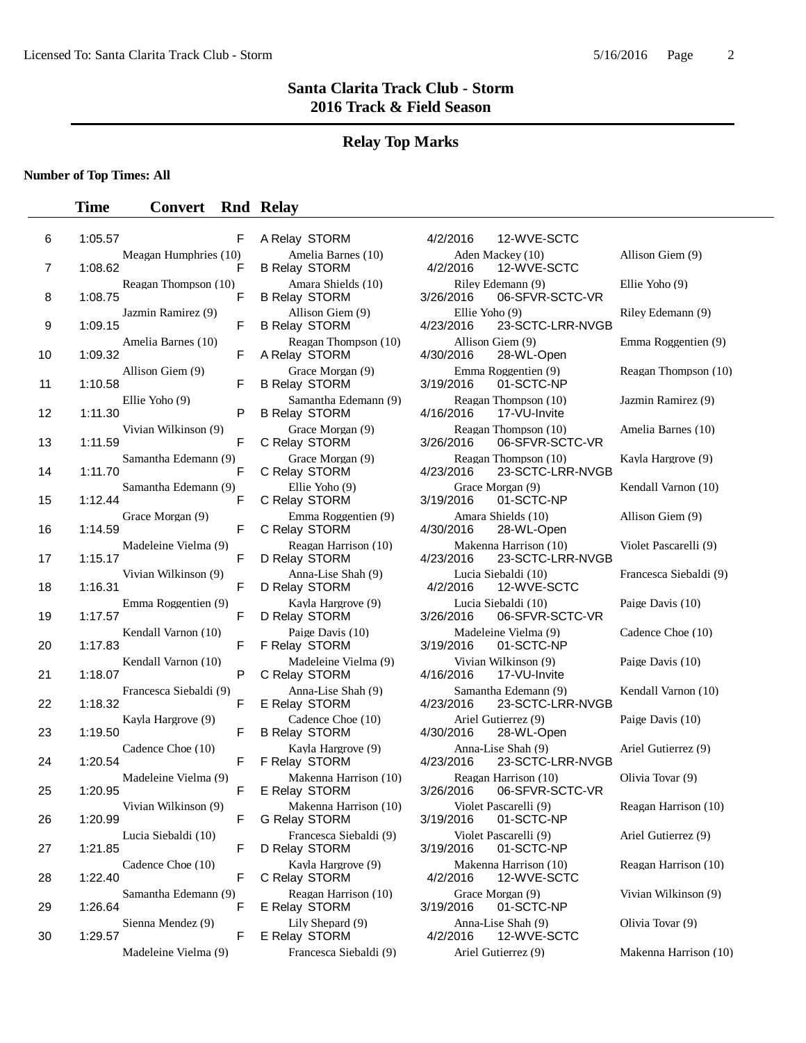# Santa Clarita Track Club - Storm
## 2016 Track & Field Season

## Relay Top Marks

**Number of Top Times: All**

| | Time | Convert | Rnd | Relay | Date | Meet |
|---|---|---|---|---|---|---|
| 6 | 1:05.57 | | F | A Relay STORM | 4/2/2016 | 12-WVE-SCTC |
| | Meagan Humphries (10) | | | Amelia Barnes (10) | Aden Mackey (10) | Allison Giem (9) |
| 7 | 1:08.62 | | F | B Relay STORM | 4/2/2016 | 12-WVE-SCTC |
| | Reagan Thompson (10) | | | Amara Shields (10) | Riley Edemann (9) | Ellie Yoho (9) |
| 8 | 1:08.75 | | F | B Relay STORM | 3/26/2016 | 06-SFVR-SCTC-VR |
| | Jazmin Ramirez (9) | | | Allison Giem (9) | Ellie Yoho (9) | Riley Edemann (9) |
| 9 | 1:09.15 | | F | B Relay STORM | 4/23/2016 | 23-SCTC-LRR-NVGB |
| | Amelia Barnes (10) | | | Reagan Thompson (10) | Allison Giem (9) | Emma Roggentien (9) |
| 10 | 1:09.32 | | F | A Relay STORM | 4/30/2016 | 28-WL-Open |
| | Allison Giem (9) | | | Grace Morgan (9) | Emma Roggentien (9) | Reagan Thompson (10) |
| 11 | 1:10.58 | | F | B Relay STORM | 3/19/2016 | 01-SCTC-NP |
| | Ellie Yoho (9) | | | Samantha Edemann (9) | Reagan Thompson (10) | Jazmin Ramirez (9) |
| 12 | 1:11.30 | | P | B Relay STORM | 4/16/2016 | 17-VU-Invite |
| | Vivian Wilkinson (9) | | | Grace Morgan (9) | Reagan Thompson (10) | Amelia Barnes (10) |
| 13 | 1:11.59 | | F | C Relay STORM | 3/26/2016 | 06-SFVR-SCTC-VR |
| | Samantha Edemann (9) | | | Grace Morgan (9) | Reagan Thompson (10) | Kayla Hargrove (9) |
| 14 | 1:11.70 | | F | C Relay STORM | 4/23/2016 | 23-SCTC-LRR-NVGB |
| | Samantha Edemann (9) | | | Ellie Yoho (9) | Grace Morgan (9) | Kendall Varnon (10) |
| 15 | 1:12.44 | | F | C Relay STORM | 3/19/2016 | 01-SCTC-NP |
| | Grace Morgan (9) | | | Emma Roggentien (9) | Amara Shields (10) | Allison Giem (9) |
| 16 | 1:14.59 | | F | C Relay STORM | 4/30/2016 | 28-WL-Open |
| | Madeleine Vielma (9) | | | Reagan Harrison (10) | Makenna Harrison (10) | Violet Pascarelli (9) |
| 17 | 1:15.17 | | F | D Relay STORM | 4/23/2016 | 23-SCTC-LRR-NVGB |
| | Vivian Wilkinson (9) | | | Anna-Lise Shah (9) | Lucia Siebaldi (10) | Francesca Siebaldi (9) |
| 18 | 1:16.31 | | F | D Relay STORM | 4/2/2016 | 12-WVE-SCTC |
| | Emma Roggentien (9) | | | Kayla Hargrove (9) | Lucia Siebaldi (10) | Paige Davis (10) |
| 19 | 1:17.57 | | F | D Relay STORM | 3/26/2016 | 06-SFVR-SCTC-VR |
| | Kendall Varnon (10) | | | Paige Davis (10) | Madeleine Vielma (9) | Cadence Choe (10) |
| 20 | 1:17.83 | | F | F Relay STORM | 3/19/2016 | 01-SCTC-NP |
| | Kendall Varnon (10) | | | Madeleine Vielma (9) | Vivian Wilkinson (9) | Paige Davis (10) |
| 21 | 1:18.07 | | P | C Relay STORM | 4/16/2016 | 17-VU-Invite |
| | Francesca Siebaldi (9) | | | Anna-Lise Shah (9) | Samantha Edemann (9) | Kendall Varnon (10) |
| 22 | 1:18.32 | | F | E Relay STORM | 4/23/2016 | 23-SCTC-LRR-NVGB |
| | Kayla Hargrove (9) | | | Cadence Choe (10) | Ariel Gutierrez (9) | Paige Davis (10) |
| 23 | 1:19.50 | | F | B Relay STORM | 4/30/2016 | 28-WL-Open |
| | Cadence Choe (10) | | | Kayla Hargrove (9) | Anna-Lise Shah (9) | Ariel Gutierrez (9) |
| 24 | 1:20.54 | | F | F Relay STORM | 4/23/2016 | 23-SCTC-LRR-NVGB |
| | Madeleine Vielma (9) | | | Makenna Harrison (10) | Reagan Harrison (10) | Olivia Tovar (9) |
| 25 | 1:20.95 | | F | E Relay STORM | 3/26/2016 | 06-SFVR-SCTC-VR |
| | Vivian Wilkinson (9) | | | Makenna Harrison (10) | Violet Pascarelli (9) | Reagan Harrison (10) |
| 26 | 1:20.99 | | F | G Relay STORM | 3/19/2016 | 01-SCTC-NP |
| | Lucia Siebaldi (10) | | | Francesca Siebaldi (9) | Violet Pascarelli (9) | Ariel Gutierrez (9) |
| 27 | 1:21.85 | | F | D Relay STORM | 3/19/2016 | 01-SCTC-NP |
| | Cadence Choe (10) | | | Kayla Hargrove (9) | Makenna Harrison (10) | Reagan Harrison (10) |
| 28 | 1:22.40 | | F | C Relay STORM | 4/2/2016 | 12-WVE-SCTC |
| | Samantha Edemann (9) | | | Reagan Harrison (10) | Grace Morgan (9) | Vivian Wilkinson (9) |
| 29 | 1:26.64 | | F | E Relay STORM | 3/19/2016 | 01-SCTC-NP |
| | Sienna Mendez (9) | | | Lily Shepard (9) | Anna-Lise Shah (9) | Olivia Tovar (9) |
| 30 | 1:29.57 | | F | E Relay STORM | 4/2/2016 | 12-WVE-SCTC |
| | Madeleine Vielma (9) | | | Francesca Siebaldi (9) | Ariel Gutierrez (9) | Makenna Harrison (10) |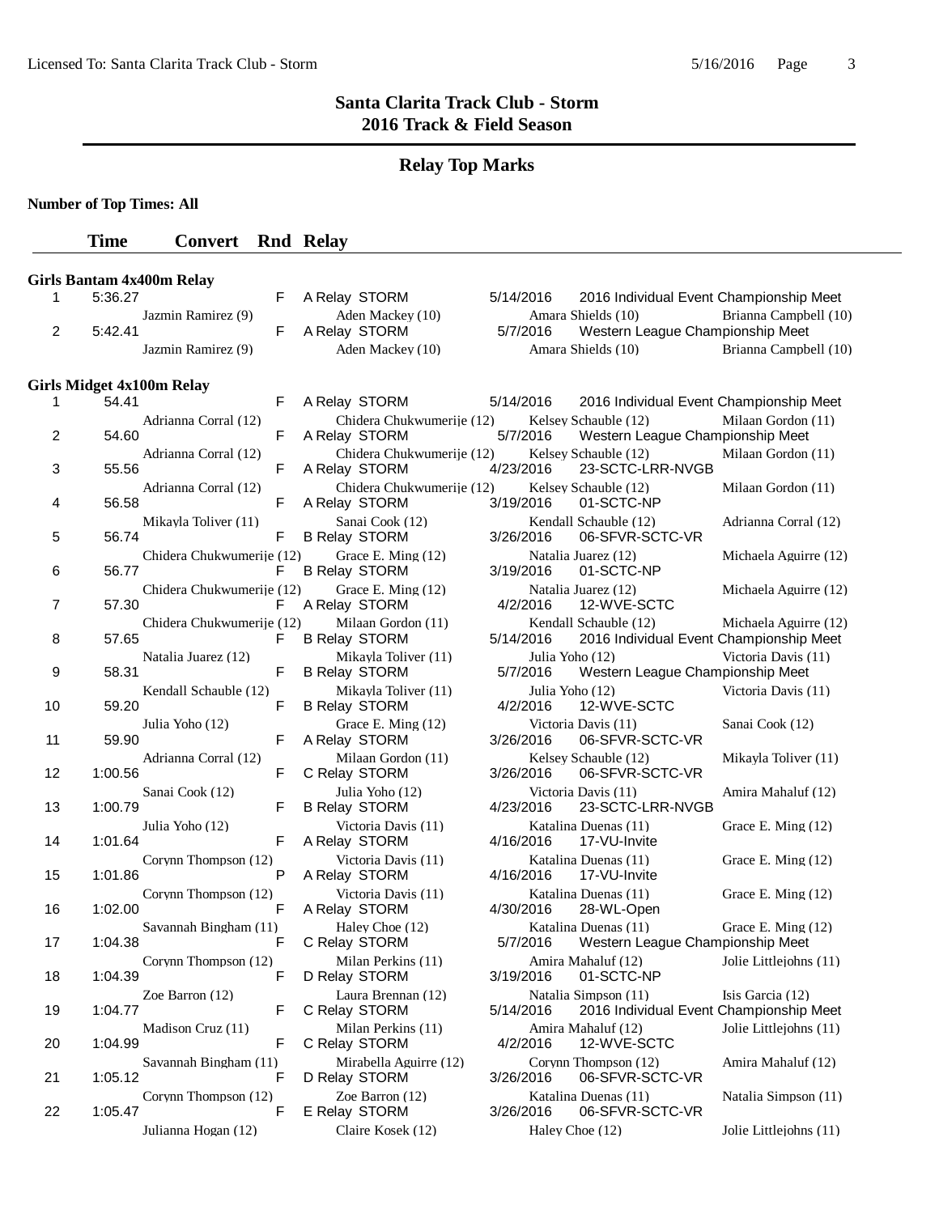Licensed To: Santa Clarita Track Club - Storm

# Santa Clarita Track Club - Storm
## 2016 Track & Field Season

### Relay Top Marks

**Number of Top Times: All**

| | Time | Convert | Rnd | Relay | | | |
|---|---|---|---|---|---|---|---|

**Girls Bantam 4x400m Relay**

| | Time | Convert | Rnd | Relay | Date | Meet | |
|---|---|---|---|---|---|---|---|
| 1 | 5:36.27 | | F | A Relay STORM | 5/14/2016 | 2016 Individual Event Championship Meet | |
| | Jazmin Ramirez (9) | | | Aden Mackey (10) | | Amara Shields (10) | Brianna Campbell (10) |
| 2 | 5:42.41 | | F | A Relay STORM | 5/7/2016 | Western League Championship Meet | |
| | Jazmin Ramirez (9) | | | Aden Mackey (10) | | Amara Shields (10) | Brianna Campbell (10) |

**Girls Midget 4x100m Relay**

| | Time | Convert | Rnd | Relay | Date | Meet | |
|---|---|---|---|---|---|---|---|
| 1 | 54.41 | | F | A Relay STORM | 5/14/2016 | 2016 Individual Event Championship Meet | |
| | Adrianna Corral (12) | | | Chidera Chukwumerije (12) | | Kelsey Schauble (12) | Milaan Gordon (11) |
| 2 | 54.60 | | F | A Relay STORM | 5/7/2016 | Western League Championship Meet | |
| | Adrianna Corral (12) | | | Chidera Chukwumerije (12) | | Kelsey Schauble (12) | Milaan Gordon (11) |
| 3 | 55.56 | | F | A Relay STORM | 4/23/2016 | 23-SCTC-LRR-NVGB | |
| | Adrianna Corral (12) | | | Chidera Chukwumerije (12) | | Kelsey Schauble (12) | Milaan Gordon (11) |
| 4 | 56.58 | | F | A Relay STORM | 3/19/2016 | 01-SCTC-NP | |
| | Mikayla Toliver (11) | | | Sanai Cook (12) | | Kendall Schauble (12) | Adrianna Corral (12) |
| 5 | 56.74 | | F | B Relay STORM | 3/26/2016 | 06-SFVR-SCTC-VR | |
| | Chidera Chukwumerije (12) | | | Grace E. Ming (12) | | Natalia Juarez (12) | Michaela Aguirre (12) |
| 6 | 56.77 | | F | B Relay STORM | 3/19/2016 | 01-SCTC-NP | |
| | Chidera Chukwumerije (12) | | | Grace E. Ming (12) | | Natalia Juarez (12) | Michaela Aguirre (12) |
| 7 | 57.30 | | F | A Relay STORM | 4/2/2016 | 12-WVE-SCTC | |
| | Chidera Chukwumerije (12) | | | Milaan Gordon (11) | | Kendall Schauble (12) | Michaela Aguirre (12) |
| 8 | 57.65 | | F | B Relay STORM | 5/14/2016 | 2016 Individual Event Championship Meet | |
| | Natalia Juarez (12) | | | Mikayla Toliver (11) | | Julia Yoho (12) | Victoria Davis (11) |
| 9 | 58.31 | | F | B Relay STORM | 5/7/2016 | Western League Championship Meet | |
| | Kendall Schauble (12) | | | Mikayla Toliver (11) | | Julia Yoho (12) | Victoria Davis (11) |
| 10 | 59.20 | | F | B Relay STORM | 4/2/2016 | 12-WVE-SCTC | |
| | Julia Yoho (12) | | | Grace E. Ming (12) | | Victoria Davis (11) | Sanai Cook (12) |
| 11 | 59.90 | | F | A Relay STORM | 3/26/2016 | 06-SFVR-SCTC-VR | |
| | Adrianna Corral (12) | | | Milaan Gordon (11) | | Kelsey Schauble (12) | Mikayla Toliver (11) |
| 12 | 1:00.56 | | F | C Relay STORM | 3/26/2016 | 06-SFVR-SCTC-VR | |
| | Sanai Cook (12) | | | Julia Yoho (12) | | Victoria Davis (11) | Amira Mahaluf (12) |
| 13 | 1:00.79 | | F | B Relay STORM | 4/23/2016 | 23-SCTC-LRR-NVGB | |
| | Julia Yoho (12) | | | Victoria Davis (11) | | Katalina Duenas (11) | Grace E. Ming (12) |
| 14 | 1:01.64 | | F | A Relay STORM | 4/16/2016 | 17-VU-Invite | |
| | Corynn Thompson (12) | | | Victoria Davis (11) | | Katalina Duenas (11) | Grace E. Ming (12) |
| 15 | 1:01.86 | | P | A Relay STORM | 4/16/2016 | 17-VU-Invite | |
| | Corynn Thompson (12) | | | Victoria Davis (11) | | Katalina Duenas (11) | Grace E. Ming (12) |
| 16 | 1:02.00 | | F | A Relay STORM | 4/30/2016 | 28-WL-Open | |
| | Savannah Bingham (11) | | | Haley Choe (12) | | Katalina Duenas (11) | Grace E. Ming (12) |
| 17 | 1:04.38 | | F | C Relay STORM | 5/7/2016 | Western League Championship Meet | |
| | Corynn Thompson (12) | | | Milan Perkins (11) | | Amira Mahaluf (12) | Jolie Littlejohns (11) |
| 18 | 1:04.39 | | F | D Relay STORM | 3/19/2016 | 01-SCTC-NP | |
| | Zoe Barron (12) | | | Laura Brennan (12) | | Natalia Simpson (11) | Isis Garcia (12) |
| 19 | 1:04.77 | | F | C Relay STORM | 5/14/2016 | 2016 Individual Event Championship Meet | |
| | Madison Cruz (11) | | | Milan Perkins (11) | | Amira Mahaluf (12) | Jolie Littlejohns (11) |
| 20 | 1:04.99 | | F | C Relay STORM | 4/2/2016 | 12-WVE-SCTC | |
| | Savannah Bingham (11) | | | Mirabella Aguirre (12) | | Corynn Thompson (12) | Amira Mahaluf (12) |
| 21 | 1:05.12 | | F | D Relay STORM | 3/26/2016 | 06-SFVR-SCTC-VR | |
| | Corynn Thompson (12) | | | Zoe Barron (12) | | Katalina Duenas (11) | Natalia Simpson (11) |
| 22 | 1:05.47 | | F | E Relay STORM | 3/26/2016 | 06-SFVR-SCTC-VR | |
| | Julianna Hogan (12) | | | Claire Kosek (12) | | Haley Choe (12) | Jolie Littlejohns (11) |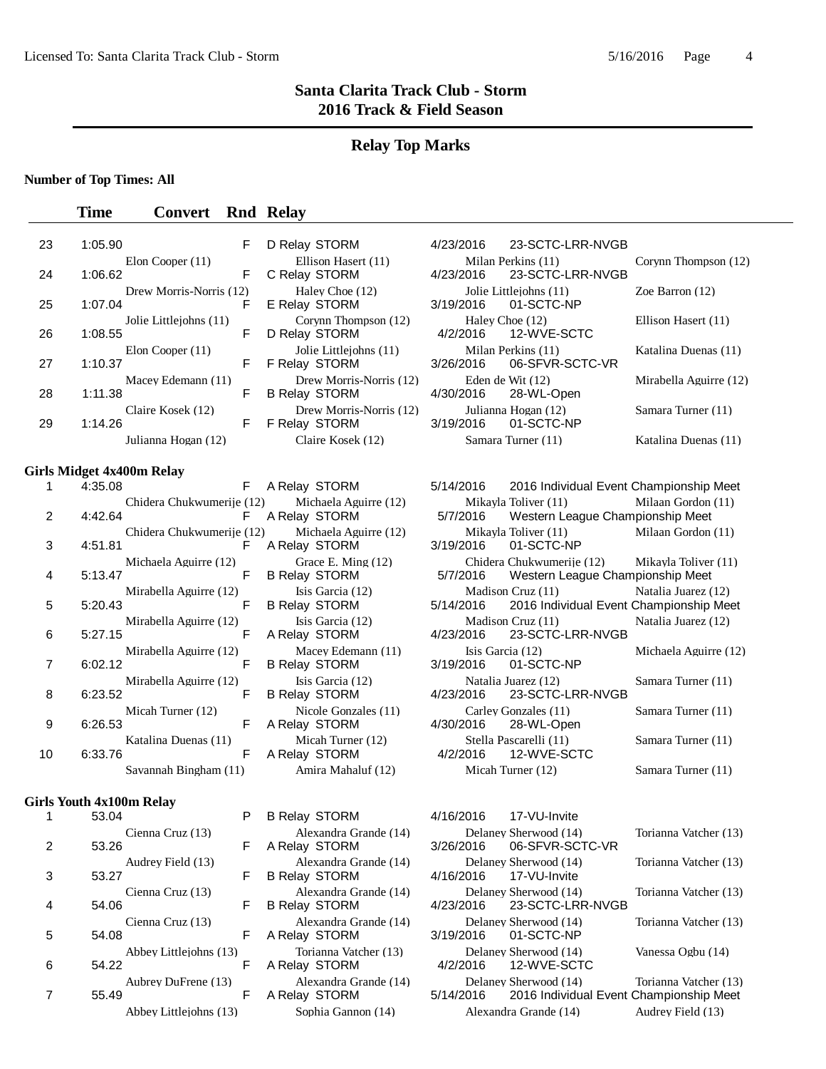# Santa Clarita Track Club - Storm
## 2016 Track & Field Season

### Relay Top Marks

**Number of Top Times: All**

| | Time | Convert | Rnd | Relay | Date | Meet | |
|---|---|---|---|---|---|---|---|
| 23 | 1:05.90 | | F | D Relay STORM | 4/23/2016 | 23-SCTC-LRR-NVGB | |
| | Elon Cooper (11) | | | Ellison Hasert (11) | Milan Perkins (11) | | Corynn Thompson (12) |
| 24 | 1:06.62 | | F | C Relay STORM | 4/23/2016 | 23-SCTC-LRR-NVGB | |
| | Drew Morris-Norris (12) | | | Haley Choe (12) | Jolie Littlejohns (11) | | Zoe Barron (12) |
| 25 | 1:07.04 | | F | E Relay STORM | 3/19/2016 | 01-SCTC-NP | |
| | Jolie Littlejohns (11) | | | Corynn Thompson (12) | Haley Choe (12) | | Ellison Hasert (11) |
| 26 | 1:08.55 | | F | D Relay STORM | 4/2/2016 | 12-WVE-SCTC | |
| | Elon Cooper (11) | | | Jolie Littlejohns (11) | Milan Perkins (11) | | Katalina Duenas (11) |
| 27 | 1:10.37 | | F | F Relay STORM | 3/26/2016 | 06-SFVR-SCTC-VR | |
| | Macey Edemann (11) | | | Drew Morris-Norris (12) | Eden de Wit (12) | | Mirabella Aguirre (12) |
| 28 | 1:11.38 | | F | B Relay STORM | 4/30/2016 | 28-WL-Open | |
| | Claire Kosek (12) | | | Drew Morris-Norris (12) | Julianna Hogan (12) | | Samara Turner (11) |
| 29 | 1:14.26 | | F | F Relay STORM | 3/19/2016 | 01-SCTC-NP | |
| | Julianna Hogan (12) | | | Claire Kosek (12) | Samara Turner (11) | | Katalina Duenas (11) |

**Girls Midget 4x400m Relay**

| | Time | Convert | Rnd | Relay | Date | Meet | |
|---|---|---|---|---|---|---|---|
| 1 | 4:35.08 | | F | A Relay STORM | 5/14/2016 | 2016 Individual Event Championship Meet | |
| | Chidera Chukwumerije (12) | | | Michaela Aguirre (12) | Mikayla Toliver (11) | | Milaan Gordon (11) |
| 2 | 4:42.64 | | F | A Relay STORM | 5/7/2016 | Western League Championship Meet | |
| | Chidera Chukwumerije (12) | | | Michaela Aguirre (12) | Mikayla Toliver (11) | | Milaan Gordon (11) |
| 3 | 4:51.81 | | F | A Relay STORM | 3/19/2016 | 01-SCTC-NP | |
| | Michaela Aguirre (12) | | | Grace E. Ming (12) | Chidera Chukwumerije (12) | | Mikayla Toliver (11) |
| 4 | 5:13.47 | | F | B Relay STORM | 5/7/2016 | Western League Championship Meet | |
| | Mirabella Aguirre (12) | | | Isis Garcia (12) | Madison Cruz (11) | | Natalia Juarez (12) |
| 5 | 5:20.43 | | F | B Relay STORM | 5/14/2016 | 2016 Individual Event Championship Meet | |
| | Mirabella Aguirre (12) | | | Isis Garcia (12) | Madison Cruz (11) | | Natalia Juarez (12) |
| 6 | 5:27.15 | | F | A Relay STORM | 4/23/2016 | 23-SCTC-LRR-NVGB | |
| | Mirabella Aguirre (12) | | | Macey Edemann (11) | Isis Garcia (12) | | Michaela Aguirre (12) |
| 7 | 6:02.12 | | F | B Relay STORM | 3/19/2016 | 01-SCTC-NP | |
| | Mirabella Aguirre (12) | | | Isis Garcia (12) | Natalia Juarez (12) | | Samara Turner (11) |
| 8 | 6:23.52 | | F | B Relay STORM | 4/23/2016 | 23-SCTC-LRR-NVGB | |
| | Micah Turner (12) | | | Nicole Gonzales (11) | Carley Gonzales (11) | | Samara Turner (11) |
| 9 | 6:26.53 | | F | A Relay STORM | 4/30/2016 | 28-WL-Open | |
| | Katalina Duenas (11) | | | Micah Turner (12) | Stella Pascarelli (11) | | Samara Turner (11) |
| 10 | 6:33.76 | | F | A Relay STORM | 4/2/2016 | 12-WVE-SCTC | |
| | Savannah Bingham (11) | | | Amira Mahaluf (12) | Micah Turner (12) | | Samara Turner (11) |

**Girls Youth 4x100m Relay**

| | Time | Convert | Rnd | Relay | Date | Meet | |
|---|---|---|---|---|---|---|---|
| 1 | 53.04 | | P | B Relay STORM | 4/16/2016 | 17-VU-Invite | |
| | Cienna Cruz (13) | | | Alexandra Grande (14) | Delaney Sherwood (14) | | Torianna Vatcher (13) |
| 2 | 53.26 | | F | A Relay STORM | 3/26/2016 | 06-SFVR-SCTC-VR | |
| | Audrey Field (13) | | | Alexandra Grande (14) | Delaney Sherwood (14) | | Torianna Vatcher (13) |
| 3 | 53.27 | | F | B Relay STORM | 4/16/2016 | 17-VU-Invite | |
| | Cienna Cruz (13) | | | Alexandra Grande (14) | Delaney Sherwood (14) | | Torianna Vatcher (13) |
| 4 | 54.06 | | F | B Relay STORM | 4/23/2016 | 23-SCTC-LRR-NVGB | |
| | Cienna Cruz (13) | | | Alexandra Grande (14) | Delaney Sherwood (14) | | Torianna Vatcher (13) |
| 5 | 54.08 | | F | A Relay STORM | 3/19/2016 | 01-SCTC-NP | |
| | Abbey Littlejohns (13) | | | Torianna Vatcher (13) | Delaney Sherwood (14) | | Vanessa Ogbu (14) |
| 6 | 54.22 | | F | A Relay STORM | 4/2/2016 | 12-WVE-SCTC | |
| | Aubrey DuFrene (13) | | | Alexandra Grande (14) | Delaney Sherwood (14) | | Torianna Vatcher (13) |
| 7 | 55.49 | | F | A Relay STORM | 5/14/2016 | 2016 Individual Event Championship Meet | |
| | Abbey Littlejohns (13) | | | Sophia Gannon (14) | Alexandra Grande (14) | | Audrey Field (13) |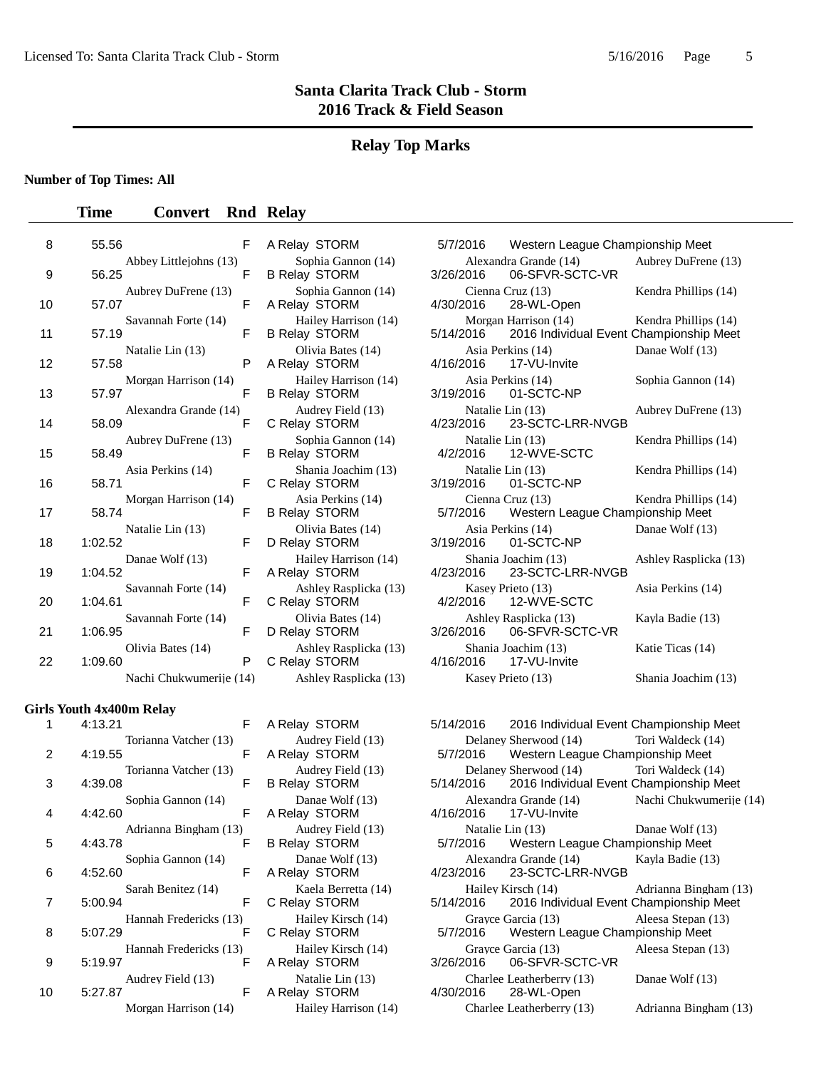# Santa Clarita Track Club - Storm
## 2016 Track & Field Season

## Relay Top Marks

**Number of Top Times: All**

| | Time | Convert | Rnd | Relay | Date | Meet |
|---|---|---|---|---|---|---|
| 8 | 55.56 | | F | A Relay STORM | 5/7/2016 | Western League Championship Meet |
| | Abbey Littlejohns (13) | | | Sophia Gannon (14) | Alexandra Grande (14) | Aubrey DuFrene (13) |
| 9 | 56.25 | | F | B Relay STORM | 3/26/2016 | 06-SFVR-SCTC-VR |
| | Aubrey DuFrene (13) | | | Sophia Gannon (14) | Cienna Cruz (13) | Kendra Phillips (14) |
| 10 | 57.07 | | F | A Relay STORM | 4/30/2016 | 28-WL-Open |
| | Savannah Forte (14) | | | Hailey Harrison (14) | Morgan Harrison (14) | Kendra Phillips (14) |
| 11 | 57.19 | | F | B Relay STORM | 5/14/2016 | 2016 Individual Event Championship Meet |
| | Natalie Lin (13) | | | Olivia Bates (14) | Asia Perkins (14) | Danae Wolf (13) |
| 12 | 57.58 | | P | A Relay STORM | 4/16/2016 | 17-VU-Invite |
| | Morgan Harrison (14) | | | Hailey Harrison (14) | Asia Perkins (14) | Sophia Gannon (14) |
| 13 | 57.97 | | F | B Relay STORM | 3/19/2016 | 01-SCTC-NP |
| | Alexandra Grande (14) | | | Audrey Field (13) | Natalie Lin (13) | Aubrey DuFrene (13) |
| 14 | 58.09 | | F | C Relay STORM | 4/23/2016 | 23-SCTC-LRR-NVGB |
| | Aubrey DuFrene (13) | | | Sophia Gannon (14) | Natalie Lin (13) | Kendra Phillips (14) |
| 15 | 58.49 | | F | B Relay STORM | 4/2/2016 | 12-WVE-SCTC |
| | Asia Perkins (14) | | | Shania Joachim (13) | Natalie Lin (13) | Kendra Phillips (14) |
| 16 | 58.71 | | F | C Relay STORM | 3/19/2016 | 01-SCTC-NP |
| | Morgan Harrison (14) | | | Asia Perkins (14) | Cienna Cruz (13) | Kendra Phillips (14) |
| 17 | 58.74 | | F | B Relay STORM | 5/7/2016 | Western League Championship Meet |
| | Natalie Lin (13) | | | Olivia Bates (14) | Asia Perkins (14) | Danae Wolf (13) |
| 18 | 1:02.52 | | F | D Relay STORM | 3/19/2016 | 01-SCTC-NP |
| | Danae Wolf (13) | | | Hailey Harrison (14) | Shania Joachim (13) | Ashley Rasplicka (13) |
| 19 | 1:04.52 | | F | A Relay STORM | 4/23/2016 | 23-SCTC-LRR-NVGB |
| | Savannah Forte (14) | | | Ashley Rasplicka (13) | Kasey Prieto (13) | Asia Perkins (14) |
| 20 | 1:04.61 | | F | C Relay STORM | 4/2/2016 | 12-WVE-SCTC |
| | Savannah Forte (14) | | | Olivia Bates (14) | Ashley Rasplicka (13) | Kayla Badie (13) |
| 21 | 1:06.95 | | F | D Relay STORM | 3/26/2016 | 06-SFVR-SCTC-VR |
| | Olivia Bates (14) | | | Ashley Rasplicka (13) | Shania Joachim (13) | Katie Ticas (14) |
| 22 | 1:09.60 | | P | C Relay STORM | 4/16/2016 | 17-VU-Invite |
| | Nachi Chukwumerije (14) | | | Ashley Rasplicka (13) | Kasey Prieto (13) | Shania Joachim (13) |

**Girls Youth 4x400m Relay**

| | Time | Convert | Rnd | Relay | Date | Meet |
|---|---|---|---|---|---|---|
| 1 | 4:13.21 | | F | A Relay STORM | 5/14/2016 | 2016 Individual Event Championship Meet |
| | Torianna Vatcher (13) | | | Audrey Field (13) | Delaney Sherwood (14) | Tori Waldeck (14) |
| 2 | 4:19.55 | | F | A Relay STORM | 5/7/2016 | Western League Championship Meet |
| | Torianna Vatcher (13) | | | Audrey Field (13) | Delaney Sherwood (14) | Tori Waldeck (14) |
| 3 | 4:39.08 | | F | B Relay STORM | 5/14/2016 | 2016 Individual Event Championship Meet |
| | Sophia Gannon (14) | | | Danae Wolf (13) | Alexandra Grande (14) | Nachi Chukwumerije (14) |
| 4 | 4:42.60 | | F | A Relay STORM | 4/16/2016 | 17-VU-Invite |
| | Adrianna Bingham (13) | | | Audrey Field (13) | Natalie Lin (13) | Danae Wolf (13) |
| 5 | 4:43.78 | | F | B Relay STORM | 5/7/2016 | Western League Championship Meet |
| | Sophia Gannon (14) | | | Danae Wolf (13) | Alexandra Grande (14) | Kayla Badie (13) |
| 6 | 4:52.60 | | F | A Relay STORM | 4/23/2016 | 23-SCTC-LRR-NVGB |
| | Sarah Benitez (14) | | | Kaela Berretta (14) | Hailey Kirsch (14) | Adrianna Bingham (13) |
| 7 | 5:00.94 | | F | C Relay STORM | 5/14/2016 | 2016 Individual Event Championship Meet |
| | Hannah Fredericks (13) | | | Hailey Kirsch (14) | Grayce Garcia (13) | Aleesa Stepan (13) |
| 8 | 5:07.29 | | F | C Relay STORM | 5/7/2016 | Western League Championship Meet |
| | Hannah Fredericks (13) | | | Hailey Kirsch (14) | Grayce Garcia (13) | Aleesa Stepan (13) |
| 9 | 5:19.97 | | F | A Relay STORM | 3/26/2016 | 06-SFVR-SCTC-VR |
| | Audrey Field (13) | | | Natalie Lin (13) | Charlee Leatherberry (13) | Danae Wolf (13) |
| 10 | 5:27.87 | | F | A Relay STORM | 4/30/2016 | 28-WL-Open |
| | Morgan Harrison (14) | | | Hailey Harrison (14) | Charlee Leatherberry (13) | Adrianna Bingham (13) |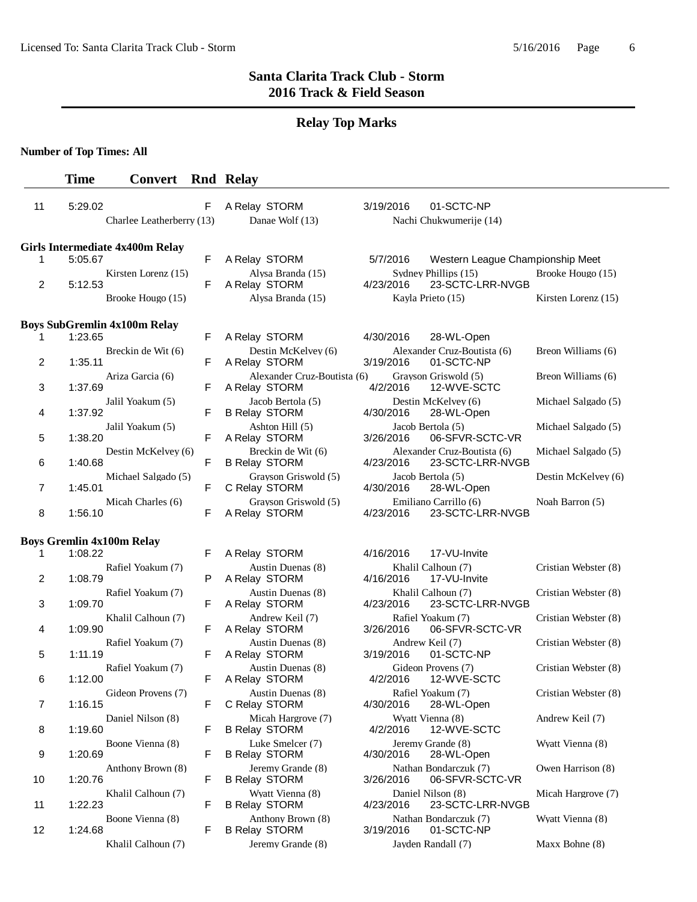# Santa Clarita Track Club - Storm
## 2016 Track & Field Season

### Relay Top Marks

**Number of Top Times: All**

| | Time | Convert | Rnd | Relay | Date | Meet | |
|---|---|---|---|---|---|---|---|
| 11 | 5:29.02 | | F | A Relay STORM | 3/19/2016 | 01-SCTC-NP | |
| | | Charlee Leatherberry (13) | | Danae Wolf (13) | | Nachi Chukwumerije (14) | |

**Girls Intermediate 4x400m Relay**

| | Time | Convert | Rnd | Relay | Date | Meet | |
|---|---|---|---|---|---|---|---|
| 1 | 5:05.67 | | F | A Relay STORM | 5/7/2016 | Western League Championship Meet | |
| | | Kirsten Lorenz (15) | | Alysa Branda (15) | | Sydney Phillips (15) | Brooke Hougo (15) |
| 2 | 5:12.53 | | F | A Relay STORM | 4/23/2016 | 23-SCTC-LRR-NVGB | |
| | | Brooke Hougo (15) | | Alysa Branda (15) | | Kayla Prieto (15) | Kirsten Lorenz (15) |

**Boys SubGremlin 4x100m Relay**

| | Time | Convert | Rnd | Relay | Date | Meet | |
|---|---|---|---|---|---|---|---|
| 1 | 1:23.65 | | F | A Relay STORM | 4/30/2016 | 28-WL-Open | |
| | | Breckin de Wit (6) | | Destin McKelvey (6) | | Alexander Cruz-Boutista (6) | Breon Williams (6) |
| 2 | 1:35.11 | | F | A Relay STORM | 3/19/2016 | 01-SCTC-NP | |
| | | Ariza Garcia (6) | | Alexander Cruz-Boutista (6) | | Grayson Griswold (5) | Breon Williams (6) |
| 3 | 1:37.69 | | F | A Relay STORM | 4/2/2016 | 12-WVE-SCTC | |
| | | Jalil Yoakum (5) | | Jacob Bertola (5) | | Destin McKelvey (6) | Michael Salgado (5) |
| 4 | 1:37.92 | | F | B Relay STORM | 4/30/2016 | 28-WL-Open | |
| | | Jalil Yoakum (5) | | Ashton Hill (5) | | Jacob Bertola (5) | Michael Salgado (5) |
| 5 | 1:38.20 | | F | A Relay STORM | 3/26/2016 | 06-SFVR-SCTC-VR | |
| | | Destin McKelvey (6) | | Breckin de Wit (6) | | Alexander Cruz-Boutista (6) | Michael Salgado (5) |
| 6 | 1:40.68 | | F | B Relay STORM | 4/23/2016 | 23-SCTC-LRR-NVGB | |
| | | Michael Salgado (5) | | Grayson Griswold (5) | | Jacob Bertola (5) | Destin McKelvey (6) |
| 7 | 1:45.01 | | F | C Relay STORM | 4/30/2016 | 28-WL-Open | |
| | | Micah Charles (6) | | Grayson Griswold (5) | | Emiliano Carrillo (6) | Noah Barron (5) |
| 8 | 1:56.10 | | F | A Relay STORM | 4/23/2016 | 23-SCTC-LRR-NVGB | |

**Boys Gremlin 4x100m Relay**

| | Time | Convert | Rnd | Relay | Date | Meet | |
|---|---|---|---|---|---|---|---|
| 1 | 1:08.22 | | F | A Relay STORM | 4/16/2016 | 17-VU-Invite | |
| | | Rafiel Yoakum (7) | | Austin Duenas (8) | | Khalil Calhoun (7) | Cristian Webster (8) |
| 2 | 1:08.79 | | P | A Relay STORM | 4/16/2016 | 17-VU-Invite | |
| | | Rafiel Yoakum (7) | | Austin Duenas (8) | | Khalil Calhoun (7) | Cristian Webster (8) |
| 3 | 1:09.70 | | F | A Relay STORM | 4/23/2016 | 23-SCTC-LRR-NVGB | |
| | | Khalil Calhoun (7) | | Andrew Keil (7) | | Rafiel Yoakum (7) | Cristian Webster (8) |
| 4 | 1:09.90 | | F | A Relay STORM | 3/26/2016 | 06-SFVR-SCTC-VR | |
| | | Rafiel Yoakum (7) | | Austin Duenas (8) | | Andrew Keil (7) | Cristian Webster (8) |
| 5 | 1:11.19 | | F | A Relay STORM | 3/19/2016 | 01-SCTC-NP | |
| | | Rafiel Yoakum (7) | | Austin Duenas (8) | | Gideon Provens (7) | Cristian Webster (8) |
| 6 | 1:12.00 | | F | A Relay STORM | 4/2/2016 | 12-WVE-SCTC | |
| | | Gideon Provens (7) | | Austin Duenas (8) | | Rafiel Yoakum (7) | Cristian Webster (8) |
| 7 | 1:16.15 | | F | C Relay STORM | 4/30/2016 | 28-WL-Open | |
| | | Daniel Nilson (8) | | Micah Hargrove (7) | | Wyatt Vienna (8) | Andrew Keil (7) |
| 8 | 1:19.60 | | F | B Relay STORM | 4/2/2016 | 12-WVE-SCTC | |
| | | Boone Vienna (8) | | Luke Smelcer (7) | | Jeremy Grande (8) | Wyatt Vienna (8) |
| 9 | 1:20.69 | | F | B Relay STORM | 4/30/2016 | 28-WL-Open | |
| | | Anthony Brown (8) | | Jeremy Grande (8) | | Nathan Bondarczuk (7) | Owen Harrison (8) |
| 10 | 1:20.76 | | F | B Relay STORM | 3/26/2016 | 06-SFVR-SCTC-VR | |
| | | Khalil Calhoun (7) | | Wyatt Vienna (8) | | Daniel Nilson (8) | Micah Hargrove (7) |
| 11 | 1:22.23 | | F | B Relay STORM | 4/23/2016 | 23-SCTC-LRR-NVGB | |
| | | Boone Vienna (8) | | Anthony Brown (8) | | Nathan Bondarczuk (7) | Wyatt Vienna (8) |
| 12 | 1:24.68 | | F | B Relay STORM | 3/19/2016 | 01-SCTC-NP | |
| | | Khalil Calhoun (7) | | Jeremy Grande (8) | | Jayden Randall (7) | Maxx Bohne (8) |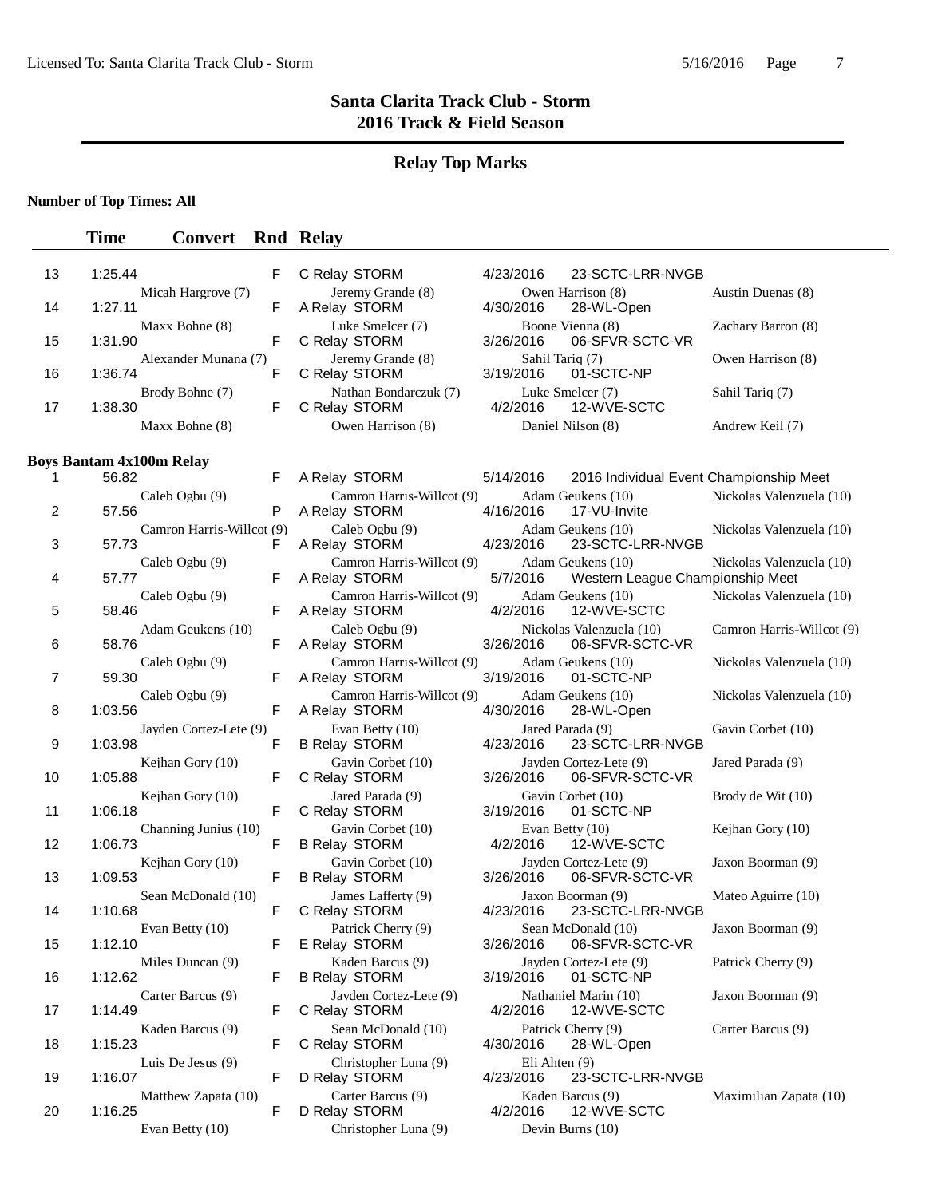# Santa Clarita Track Club - Storm
## 2016 Track & Field Season

## Relay Top Marks

**Number of Top Times: All**

| | Time | Convert | Rnd | Relay | Date | Meet | |
|---|---|---|---|---|---|---|---|
| 13 | 1:25.44 | | F | C Relay STORM | 4/23/2016 | 23-SCTC-LRR-NVGB | |
| | Micah Hargrove (7) | | | Jeremy Grande (8) | Owen Harrison (8) | | Austin Duenas (8) |
| 14 | 1:27.11 | | F | A Relay STORM | 4/30/2016 | 28-WL-Open | |
| | Maxx Bohne (8) | | | Luke Smelcer (7) | Boone Vienna (8) | | Zachary Barron (8) |
| 15 | 1:31.90 | | F | C Relay STORM | 3/26/2016 | 06-SFVR-SCTC-VR | |
| | Alexander Munana (7) | | | Jeremy Grande (8) | Sahil Tariq (7) | | Owen Harrison (8) |
| 16 | 1:36.74 | | F | C Relay STORM | 3/19/2016 | 01-SCTC-NP | |
| | Brody Bohne (7) | | | Nathan Bondarczuk (7) | Luke Smelcer (7) | | Sahil Tariq (7) |
| 17 | 1:38.30 | | F | C Relay STORM | 4/2/2016 | 12-WVE-SCTC | |
| | Maxx Bohne (8) | | | Owen Harrison (8) | Daniel Nilson (8) | | Andrew Keil (7) |

**Boys Bantam 4x100m Relay**

| | Time | Convert | Rnd | Relay | Date | Meet | |
|---|---|---|---|---|---|---|---|
| 1 | 56.82 | | F | A Relay STORM | 5/14/2016 | 2016 Individual Event Championship Meet | |
| | Caleb Ogbu (9) | | | Camron Harris-Willcot (9) | Adam Geukens (10) | | Nickolas Valenzuela (10) |
| 2 | 57.56 | | P | A Relay STORM | 4/16/2016 | 17-VU-Invite | |
| | Camron Harris-Willcot (9) | | | Caleb Ogbu (9) | Adam Geukens (10) | | Nickolas Valenzuela (10) |
| 3 | 57.73 | | F | A Relay STORM | 4/23/2016 | 23-SCTC-LRR-NVGB | |
| | Caleb Ogbu (9) | | | Camron Harris-Willcot (9) | Adam Geukens (10) | | Nickolas Valenzuela (10) |
| 4 | 57.77 | | F | A Relay STORM | 5/7/2016 | Western League Championship Meet | |
| | Caleb Ogbu (9) | | | Camron Harris-Willcot (9) | Adam Geukens (10) | | Nickolas Valenzuela (10) |
| 5 | 58.46 | | F | A Relay STORM | 4/2/2016 | 12-WVE-SCTC | |
| | Adam Geukens (10) | | | Caleb Ogbu (9) | Nickolas Valenzuela (10) | | Camron Harris-Willcot (9) |
| 6 | 58.76 | | F | A Relay STORM | 3/26/2016 | 06-SFVR-SCTC-VR | |
| | Caleb Ogbu (9) | | | Camron Harris-Willcot (9) | Adam Geukens (10) | | Nickolas Valenzuela (10) |
| 7 | 59.30 | | F | A Relay STORM | 3/19/2016 | 01-SCTC-NP | |
| | Caleb Ogbu (9) | | | Camron Harris-Willcot (9) | Adam Geukens (10) | | Nickolas Valenzuela (10) |
| 8 | 1:03.56 | | F | A Relay STORM | 4/30/2016 | 28-WL-Open | |
| | Jayden Cortez-Lete (9) | | | Evan Betty (10) | Jared Parada (9) | | Gavin Corbet (10) |
| 9 | 1:03.98 | | F | B Relay STORM | 4/23/2016 | 23-SCTC-LRR-NVGB | |
| | Kejhan Gory (10) | | | Gavin Corbet (10) | Jayden Cortez-Lete (9) | | Jared Parada (9) |
| 10 | 1:05.88 | | F | C Relay STORM | 3/26/2016 | 06-SFVR-SCTC-VR | |
| | Kejhan Gory (10) | | | Jared Parada (9) | Gavin Corbet (10) | | Brody de Wit (10) |
| 11 | 1:06.18 | | F | C Relay STORM | 3/19/2016 | 01-SCTC-NP | |
| | Channing Junius (10) | | | Gavin Corbet (10) | Evan Betty (10) | | Kejhan Gory (10) |
| 12 | 1:06.73 | | F | B Relay STORM | 4/2/2016 | 12-WVE-SCTC | |
| | Kejhan Gory (10) | | | Gavin Corbet (10) | Jayden Cortez-Lete (9) | | Jaxon Boorman (9) |
| 13 | 1:09.53 | | F | B Relay STORM | 3/26/2016 | 06-SFVR-SCTC-VR | |
| | Sean McDonald (10) | | | James Lafferty (9) | Jaxon Boorman (9) | | Mateo Aguirre (10) |
| 14 | 1:10.68 | | F | C Relay STORM | 4/23/2016 | 23-SCTC-LRR-NVGB | |
| | Evan Betty (10) | | | Patrick Cherry (9) | Sean McDonald (10) | | Jaxon Boorman (9) |
| 15 | 1:12.10 | | F | E Relay STORM | 3/26/2016 | 06-SFVR-SCTC-VR | |
| | Miles Duncan (9) | | | Kaden Barcus (9) | Jayden Cortez-Lete (9) | | Patrick Cherry (9) |
| 16 | 1:12.62 | | F | B Relay STORM | 3/19/2016 | 01-SCTC-NP | |
| | Carter Barcus (9) | | | Jayden Cortez-Lete (9) | Nathaniel Marin (10) | | Jaxon Boorman (9) |
| 17 | 1:14.49 | | F | C Relay STORM | 4/2/2016 | 12-WVE-SCTC | |
| | Kaden Barcus (9) | | | Sean McDonald (10) | Patrick Cherry (9) | | Carter Barcus (9) |
| 18 | 1:15.23 | | F | C Relay STORM | 4/30/2016 | 28-WL-Open | |
| | Luis De Jesus (9) | | | Christopher Luna (9) | Eli Ahten (9) | | |
| 19 | 1:16.07 | | F | D Relay STORM | 4/23/2016 | 23-SCTC-LRR-NVGB | |
| | Matthew Zapata (10) | | | Carter Barcus (9) | Kaden Barcus (9) | | Maximilian Zapata (10) |
| 20 | 1:16.25 | | F | D Relay STORM | 4/2/2016 | 12-WVE-SCTC | |
| | Evan Betty (10) | | | Christopher Luna (9) | Devin Burns (10) | | |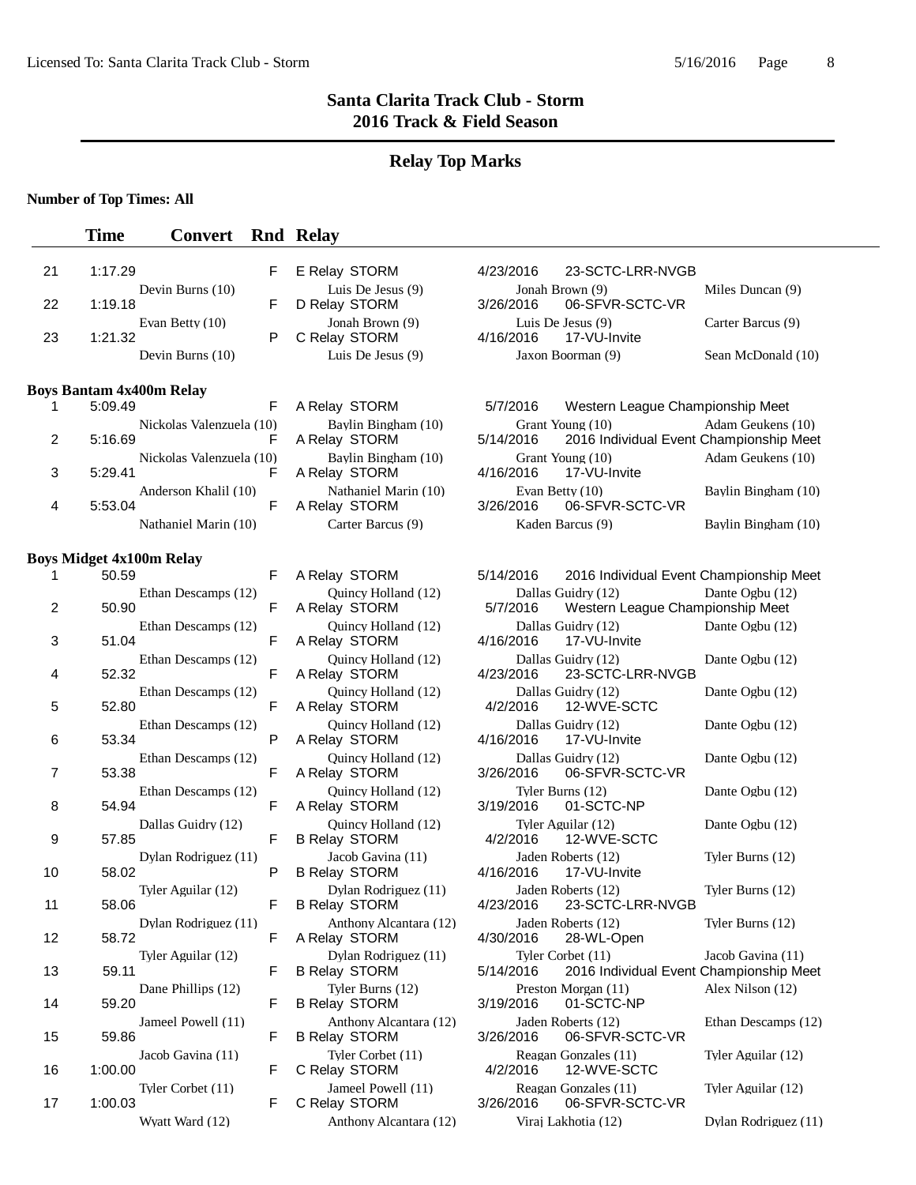# Santa Clarita Track Club - Storm
## 2016 Track & Field Season

### Relay Top Marks

**Number of Top Times: All**

| | Time | Convert | Rnd | Relay | Date | Meet | |
|---|---|---|---|---|---|---|---|
| 21 | 1:17.29 | | F | E Relay STORM | 4/23/2016 | 23-SCTC-LRR-NVGB | |
| | Devin Burns (10) | | | Luis De Jesus (9) | Jonah Brown (9) | | Miles Duncan (9) |
| 22 | 1:19.18 | | F | D Relay STORM | 3/26/2016 | 06-SFVR-SCTC-VR | |
| | Evan Betty (10) | | | Jonah Brown (9) | Luis De Jesus (9) | | Carter Barcus (9) |
| 23 | 1:21.32 | | P | C Relay STORM | 4/16/2016 | 17-VU-Invite | |
| | Devin Burns (10) | | | Luis De Jesus (9) | Jaxon Boorman (9) | | Sean McDonald (10) |

**Boys Bantam 4x400m Relay**

| | Time | Convert | Rnd | Relay | Date | Meet | |
|---|---|---|---|---|---|---|---|
| 1 | 5:09.49 | | F | A Relay STORM | 5/7/2016 | Western League Championship Meet | |
| | Nickolas Valenzuela (10) | | | Baylin Bingham (10) | Grant Young (10) | | Adam Geukens (10) |
| 2 | 5:16.69 | | F | A Relay STORM | 5/14/2016 | 2016 Individual Event Championship Meet | |
| | Nickolas Valenzuela (10) | | | Baylin Bingham (10) | Grant Young (10) | | Adam Geukens (10) |
| 3 | 5:29.41 | | F | A Relay STORM | 4/16/2016 | 17-VU-Invite | |
| | Anderson Khalil (10) | | | Nathaniel Marin (10) | Evan Betty (10) | | Baylin Bingham (10) |
| 4 | 5:53.04 | | F | A Relay STORM | 3/26/2016 | 06-SFVR-SCTC-VR | |
| | Nathaniel Marin (10) | | | Carter Barcus (9) | Kaden Barcus (9) | | Baylin Bingham (10) |

**Boys Midget 4x100m Relay**

| | Time | Convert | Rnd | Relay | Date | Meet | |
|---|---|---|---|---|---|---|---|
| 1 | 50.59 | | F | A Relay STORM | 5/14/2016 | 2016 Individual Event Championship Meet | |
| | Ethan Descamps (12) | | | Quincy Holland (12) | Dallas Guidry (12) | | Dante Ogbu (12) |
| 2 | 50.90 | | F | A Relay STORM | 5/7/2016 | Western League Championship Meet | |
| | Ethan Descamps (12) | | | Quincy Holland (12) | Dallas Guidry (12) | | Dante Ogbu (12) |
| 3 | 51.04 | | F | A Relay STORM | 4/16/2016 | 17-VU-Invite | |
| | Ethan Descamps (12) | | | Quincy Holland (12) | Dallas Guidry (12) | | Dante Ogbu (12) |
| 4 | 52.32 | | F | A Relay STORM | 4/23/2016 | 23-SCTC-LRR-NVGB | |
| | Ethan Descamps (12) | | | Quincy Holland (12) | Dallas Guidry (12) | | Dante Ogbu (12) |
| 5 | 52.80 | | F | A Relay STORM | 4/2/2016 | 12-WVE-SCTC | |
| | Ethan Descamps (12) | | | Quincy Holland (12) | Dallas Guidry (12) | | Dante Ogbu (12) |
| 6 | 53.34 | | P | A Relay STORM | 4/16/2016 | 17-VU-Invite | |
| | Ethan Descamps (12) | | | Quincy Holland (12) | Dallas Guidry (12) | | Dante Ogbu (12) |
| 7 | 53.38 | | F | A Relay STORM | 3/26/2016 | 06-SFVR-SCTC-VR | |
| | Ethan Descamps (12) | | | Quincy Holland (12) | Tyler Burns (12) | | Dante Ogbu (12) |
| 8 | 54.94 | | F | A Relay STORM | 3/19/2016 | 01-SCTC-NP | |
| | Dallas Guidry (12) | | | Quincy Holland (12) | Tyler Aguilar (12) | | Dante Ogbu (12) |
| 9 | 57.85 | | F | B Relay STORM | 4/2/2016 | 12-WVE-SCTC | |
| | Dylan Rodriguez (11) | | | Jacob Gavina (11) | Jaden Roberts (12) | | Tyler Burns (12) |
| 10 | 58.02 | | P | B Relay STORM | 4/16/2016 | 17-VU-Invite | |
| | Tyler Aguilar (12) | | | Dylan Rodriguez (11) | Jaden Roberts (12) | | Tyler Burns (12) |
| 11 | 58.06 | | F | B Relay STORM | 4/23/2016 | 23-SCTC-LRR-NVGB | |
| | Dylan Rodriguez (11) | | | Anthony Alcantara (12) | Jaden Roberts (12) | | Tyler Burns (12) |
| 12 | 58.72 | | F | A Relay STORM | 4/30/2016 | 28-WL-Open | |
| | Tyler Aguilar (12) | | | Dylan Rodriguez (11) | Tyler Corbet (11) | | Jacob Gavina (11) |
| 13 | 59.11 | | F | B Relay STORM | 5/14/2016 | 2016 Individual Event Championship Meet | |
| | Dane Phillips (12) | | | Tyler Burns (12) | Preston Morgan (11) | | Alex Nilson (12) |
| 14 | 59.20 | | F | B Relay STORM | 3/19/2016 | 01-SCTC-NP | |
| | Jameel Powell (11) | | | Anthony Alcantara (12) | Jaden Roberts (12) | | Ethan Descamps (12) |
| 15 | 59.86 | | F | B Relay STORM | 3/26/2016 | 06-SFVR-SCTC-VR | |
| | Jacob Gavina (11) | | | Tyler Corbet (11) | Reagan Gonzales (11) | | Tyler Aguilar (12) |
| 16 | 1:00.00 | | F | C Relay STORM | 4/2/2016 | 12-WVE-SCTC | |
| | Tyler Corbet (11) | | | Jameel Powell (11) | Reagan Gonzales (11) | | Tyler Aguilar (12) |
| 17 | 1:00.03 | | F | C Relay STORM | 3/26/2016 | 06-SFVR-SCTC-VR | |
| | Wyatt Ward (12) | | | Anthony Alcantara (12) | Viraj Lakhotia (12) | | Dylan Rodriguez (11) |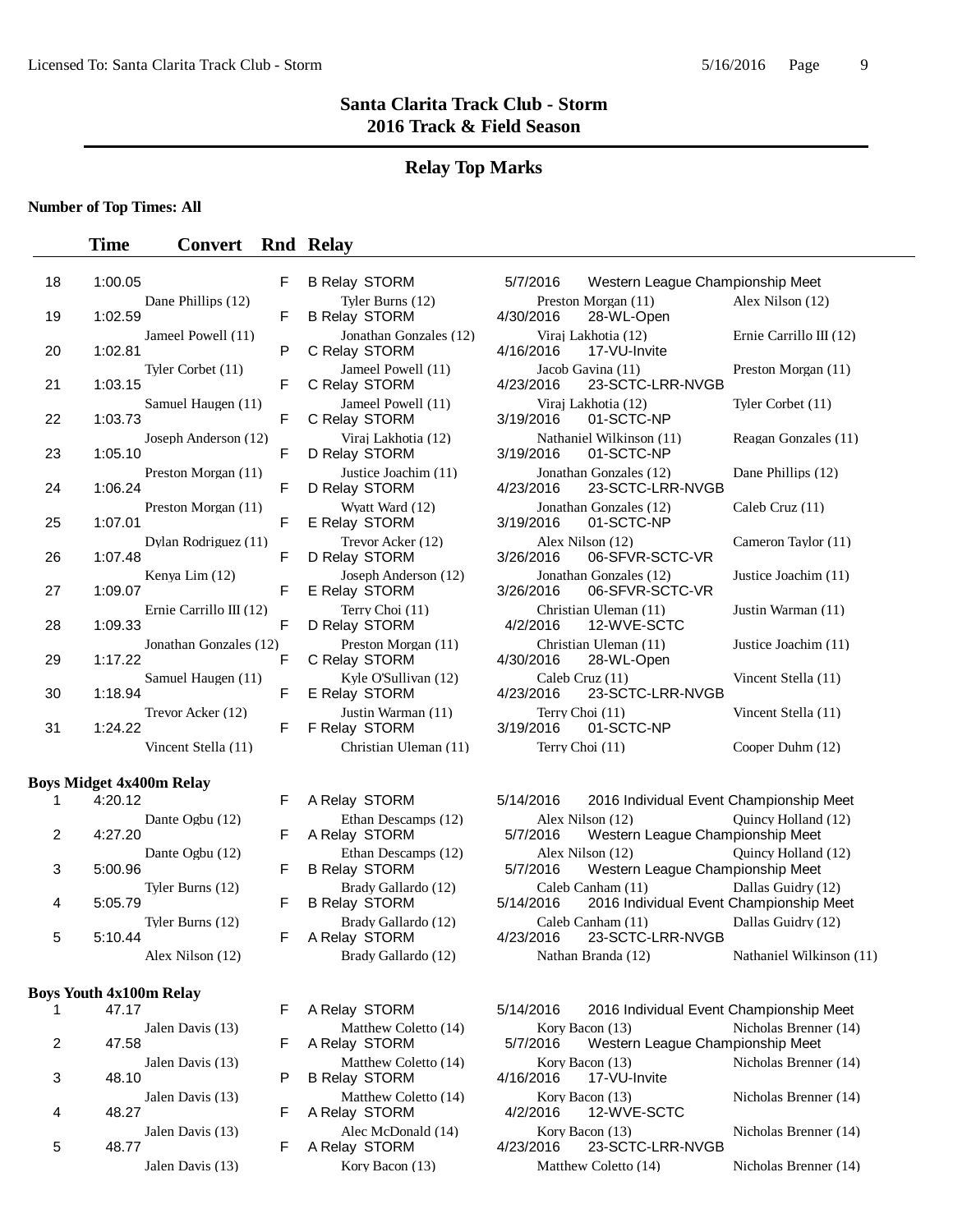# Santa Clarita Track Club - Storm
## 2016 Track & Field Season

### Relay Top Marks

**Number of Top Times: All**

| # | Time | Convert | Rnd | Relay | Date | Meet |
|---|---|---|---|---|---|---|
| 18 | 1:00.05 | | F | B Relay STORM | 5/7/2016 | Western League Championship Meet |
| | Dane Phillips (12) | | | Tyler Burns (12) | Preston Morgan (11) | Alex Nilson (12) |
| 19 | 1:02.59 | | F | B Relay STORM | 4/30/2016 | 28-WL-Open |
| | Jameel Powell (11) | | | Jonathan Gonzales (12) | Viraj Lakhotia (12) | Ernie Carrillo III (12) |
| 20 | 1:02.81 | | P | C Relay STORM | 4/16/2016 | 17-VU-Invite |
| | Tyler Corbet (11) | | | Jameel Powell (11) | Jacob Gavina (11) | Preston Morgan (11) |
| 21 | 1:03.15 | | F | C Relay STORM | 4/23/2016 | 23-SCTC-LRR-NVGB |
| | Samuel Haugen (11) | | | Jameel Powell (11) | Viraj Lakhotia (12) | Tyler Corbet (11) |
| 22 | 1:03.73 | | F | C Relay STORM | 3/19/2016 | 01-SCTC-NP |
| | Joseph Anderson (12) | | | Viraj Lakhotia (12) | Nathaniel Wilkinson (11) | Reagan Gonzales (11) |
| 23 | 1:05.10 | | F | D Relay STORM | 3/19/2016 | 01-SCTC-NP |
| | Preston Morgan (11) | | | Justice Joachim (11) | Jonathan Gonzales (12) | Dane Phillips (12) |
| 24 | 1:06.24 | | F | D Relay STORM | 4/23/2016 | 23-SCTC-LRR-NVGB |
| | Preston Morgan (11) | | | Wyatt Ward (12) | Jonathan Gonzales (12) | Caleb Cruz (11) |
| 25 | 1:07.01 | | F | E Relay STORM | 3/19/2016 | 01-SCTC-NP |
| | Dylan Rodriguez (11) | | | Trevor Acker (12) | Alex Nilson (12) | Cameron Taylor (11) |
| 26 | 1:07.48 | | F | D Relay STORM | 3/26/2016 | 06-SFVR-SCTC-VR |
| | Kenya Lim (12) | | | Joseph Anderson (12) | Jonathan Gonzales (12) | Justice Joachim (11) |
| 27 | 1:09.07 | | F | E Relay STORM | 3/26/2016 | 06-SFVR-SCTC-VR |
| | Ernie Carrillo III (12) | | | Terry Choi (11) | Christian Uleman (11) | Justin Warman (11) |
| 28 | 1:09.33 | | F | D Relay STORM | 4/2/2016 | 12-WVE-SCTC |
| | Jonathan Gonzales (12) | | | Preston Morgan (11) | Christian Uleman (11) | Justice Joachim (11) |
| 29 | 1:17.22 | | F | C Relay STORM | 4/30/2016 | 28-WL-Open |
| | Samuel Haugen (11) | | | Kyle O'Sullivan (12) | Caleb Cruz (11) | Vincent Stella (11) |
| 30 | 1:18.94 | | F | E Relay STORM | 4/23/2016 | 23-SCTC-LRR-NVGB |
| | Trevor Acker (12) | | | Justin Warman (11) | Terry Choi (11) | Vincent Stella (11) |
| 31 | 1:24.22 | | F | F Relay STORM | 3/19/2016 | 01-SCTC-NP |
| | Vincent Stella (11) | | | Christian Uleman (11) | Terry Choi (11) | Cooper Duhm (12) |

**Boys Midget 4x400m Relay**

| # | Time | Convert | Rnd | Relay | Date | Meet |
|---|---|---|---|---|---|---|
| 1 | 4:20.12 | | F | A Relay STORM | 5/14/2016 | 2016 Individual Event Championship Meet |
| | Dante Ogbu (12) | | | Ethan Descamps (12) | Alex Nilson (12) | Quincy Holland (12) |
| 2 | 4:27.20 | | F | A Relay STORM | 5/7/2016 | Western League Championship Meet |
| | Dante Ogbu (12) | | | Ethan Descamps (12) | Alex Nilson (12) | Quincy Holland (12) |
| 3 | 5:00.96 | | F | B Relay STORM | 5/7/2016 | Western League Championship Meet |
| | Tyler Burns (12) | | | Brady Gallardo (12) | Caleb Canham (11) | Dallas Guidry (12) |
| 4 | 5:05.79 | | F | B Relay STORM | 5/14/2016 | 2016 Individual Event Championship Meet |
| | Tyler Burns (12) | | | Brady Gallardo (12) | Caleb Canham (11) | Dallas Guidry (12) |
| 5 | 5:10.44 | | F | A Relay STORM | 4/23/2016 | 23-SCTC-LRR-NVGB |
| | Alex Nilson (12) | | | Brady Gallardo (12) | Nathan Branda (12) | Nathaniel Wilkinson (11) |

**Boys Youth 4x100m Relay**

| # | Time | Convert | Rnd | Relay | Date | Meet |
|---|---|---|---|---|---|---|
| 1 | 47.17 | | F | A Relay STORM | 5/14/2016 | 2016 Individual Event Championship Meet |
| | Jalen Davis (13) | | | Matthew Coletto (14) | Kory Bacon (13) | Nicholas Brenner (14) |
| 2 | 47.58 | | F | A Relay STORM | 5/7/2016 | Western League Championship Meet |
| | Jalen Davis (13) | | | Matthew Coletto (14) | Kory Bacon (13) | Nicholas Brenner (14) |
| 3 | 48.10 | | P | B Relay STORM | 4/16/2016 | 17-VU-Invite |
| | Jalen Davis (13) | | | Matthew Coletto (14) | Kory Bacon (13) | Nicholas Brenner (14) |
| 4 | 48.27 | | F | A Relay STORM | 4/2/2016 | 12-WVE-SCTC |
| | Jalen Davis (13) | | | Alec McDonald (14) | Kory Bacon (13) | Nicholas Brenner (14) |
| 5 | 48.77 | | F | A Relay STORM | 4/23/2016 | 23-SCTC-LRR-NVGB |
| | Jalen Davis (13) | | | Kory Bacon (13) | Matthew Coletto (14) | Nicholas Brenner (14) |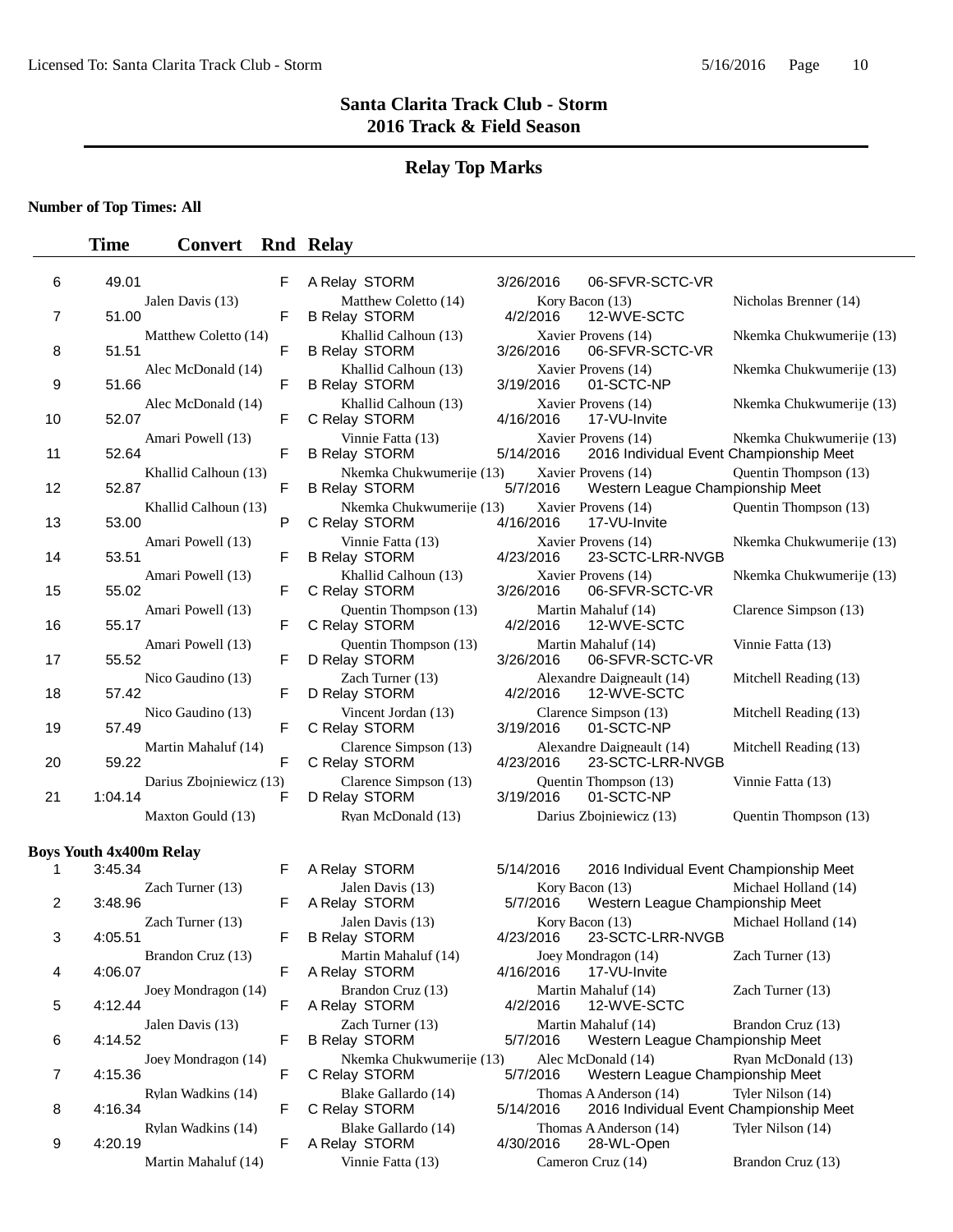# Santa Clarita Track Club - Storm
## 2016 Track & Field Season

### Relay Top Marks

**Number of Top Times: All**

| | Time | Convert | Rnd | Relay | Date | Meet |
|---|---|---|---|---|---|---|
| 6 | 49.01 | | F | A Relay STORM | 3/26/2016 | 06-SFVR-SCTC-VR |
| | Jalen Davis (13) | | | Matthew Coletto (14) | Kory Bacon (13) | Nicholas Brenner (14) |
| 7 | 51.00 | | F | B Relay STORM | 4/2/2016 | 12-WVE-SCTC |
| | Matthew Coletto (14) | | | Khallid Calhoun (13) | Xavier Provens (14) | Nkemka Chukwumerije (13) |
| 8 | 51.51 | | F | B Relay STORM | 3/26/2016 | 06-SFVR-SCTC-VR |
| | Alec McDonald (14) | | | Khallid Calhoun (13) | Xavier Provens (14) | Nkemka Chukwumerije (13) |
| 9 | 51.66 | | F | B Relay STORM | 3/19/2016 | 01-SCTC-NP |
| | Alec McDonald (14) | | | Khallid Calhoun (13) | Xavier Provens (14) | Nkemka Chukwumerije (13) |
| 10 | 52.07 | | F | C Relay STORM | 4/16/2016 | 17-VU-Invite |
| | Amari Powell (13) | | | Vinnie Fatta (13) | Xavier Provens (14) | Nkemka Chukwumerije (13) |
| 11 | 52.64 | | F | B Relay STORM | 5/14/2016 | 2016 Individual Event Championship Meet |
| | Khallid Calhoun (13) | | | Nkemka Chukwumerije (13) | Xavier Provens (14) | Quentin Thompson (13) |
| 12 | 52.87 | | F | B Relay STORM | 5/7/2016 | Western League Championship Meet |
| | Khallid Calhoun (13) | | | Nkemka Chukwumerije (13) | Xavier Provens (14) | Quentin Thompson (13) |
| 13 | 53.00 | | P | C Relay STORM | 4/16/2016 | 17-VU-Invite |
| | Amari Powell (13) | | | Vinnie Fatta (13) | Xavier Provens (14) | Nkemka Chukwumerije (13) |
| 14 | 53.51 | | F | B Relay STORM | 4/23/2016 | 23-SCTC-LRR-NVGB |
| | Amari Powell (13) | | | Khallid Calhoun (13) | Xavier Provens (14) | Nkemka Chukwumerije (13) |
| 15 | 55.02 | | F | C Relay STORM | 3/26/2016 | 06-SFVR-SCTC-VR |
| | Amari Powell (13) | | | Quentin Thompson (13) | Martin Mahaluf (14) | Clarence Simpson (13) |
| 16 | 55.17 | | F | C Relay STORM | 4/2/2016 | 12-WVE-SCTC |
| | Amari Powell (13) | | | Quentin Thompson (13) | Martin Mahaluf (14) | Vinnie Fatta (13) |
| 17 | 55.52 | | F | D Relay STORM | 3/26/2016 | 06-SFVR-SCTC-VR |
| | Nico Gaudino (13) | | | Zach Turner (13) | Alexandre Daigneault (14) | Mitchell Reading (13) |
| 18 | 57.42 | | F | D Relay STORM | 4/2/2016 | 12-WVE-SCTC |
| | Nico Gaudino (13) | | | Vincent Jordan (13) | Clarence Simpson (13) | Mitchell Reading (13) |
| 19 | 57.49 | | F | C Relay STORM | 3/19/2016 | 01-SCTC-NP |
| | Martin Mahaluf (14) | | | Clarence Simpson (13) | Alexandre Daigneault (14) | Mitchell Reading (13) |
| 20 | 59.22 | | F | C Relay STORM | 4/23/2016 | 23-SCTC-LRR-NVGB |
| | Darius Zbojniewicz (13) | | | Clarence Simpson (13) | Quentin Thompson (13) | Vinnie Fatta (13) |
| 21 | 1:04.14 | | F | D Relay STORM | 3/19/2016 | 01-SCTC-NP |
| | Maxton Gould (13) | | | Ryan McDonald (13) | Darius Zbojniewicz (13) | Quentin Thompson (13) |

**Boys Youth 4x400m Relay**

| | Time | Convert | Rnd | Relay | Date | Meet |
|---|---|---|---|---|---|---|
| 1 | 3:45.34 | | F | A Relay STORM | 5/14/2016 | 2016 Individual Event Championship Meet |
| | Zach Turner (13) | | | Jalen Davis (13) | Kory Bacon (13) | Michael Holland (14) |
| 2 | 3:48.96 | | F | A Relay STORM | 5/7/2016 | Western League Championship Meet |
| | Zach Turner (13) | | | Jalen Davis (13) | Kory Bacon (13) | Michael Holland (14) |
| 3 | 4:05.51 | | F | B Relay STORM | 4/23/2016 | 23-SCTC-LRR-NVGB |
| | Brandon Cruz (13) | | | Martin Mahaluf (14) | Joey Mondragon (14) | Zach Turner (13) |
| 4 | 4:06.07 | | F | A Relay STORM | 4/16/2016 | 17-VU-Invite |
| | Joey Mondragon (14) | | | Brandon Cruz (13) | Martin Mahaluf (14) | Zach Turner (13) |
| 5 | 4:12.44 | | F | A Relay STORM | 4/2/2016 | 12-WVE-SCTC |
| | Jalen Davis (13) | | | Zach Turner (13) | Martin Mahaluf (14) | Brandon Cruz (13) |
| 6 | 4:14.52 | | F | B Relay STORM | 5/7/2016 | Western League Championship Meet |
| | Joey Mondragon (14) | | | Nkemka Chukwumerije (13) | Alec McDonald (14) | Ryan McDonald (13) |
| 7 | 4:15.36 | | F | C Relay STORM | 5/7/2016 | Western League Championship Meet |
| | Rylan Wadkins (14) | | | Blake Gallardo (14) | Thomas A Anderson (14) | Tyler Nilson (14) |
| 8 | 4:16.34 | | F | C Relay STORM | 5/14/2016 | 2016 Individual Event Championship Meet |
| | Rylan Wadkins (14) | | | Blake Gallardo (14) | Thomas A Anderson (14) | Tyler Nilson (14) |
| 9 | 4:20.19 | | F | A Relay STORM | 4/30/2016 | 28-WL-Open |
| | Martin Mahaluf (14) | | | Vinnie Fatta (13) | Cameron Cruz (14) | Brandon Cruz (13) |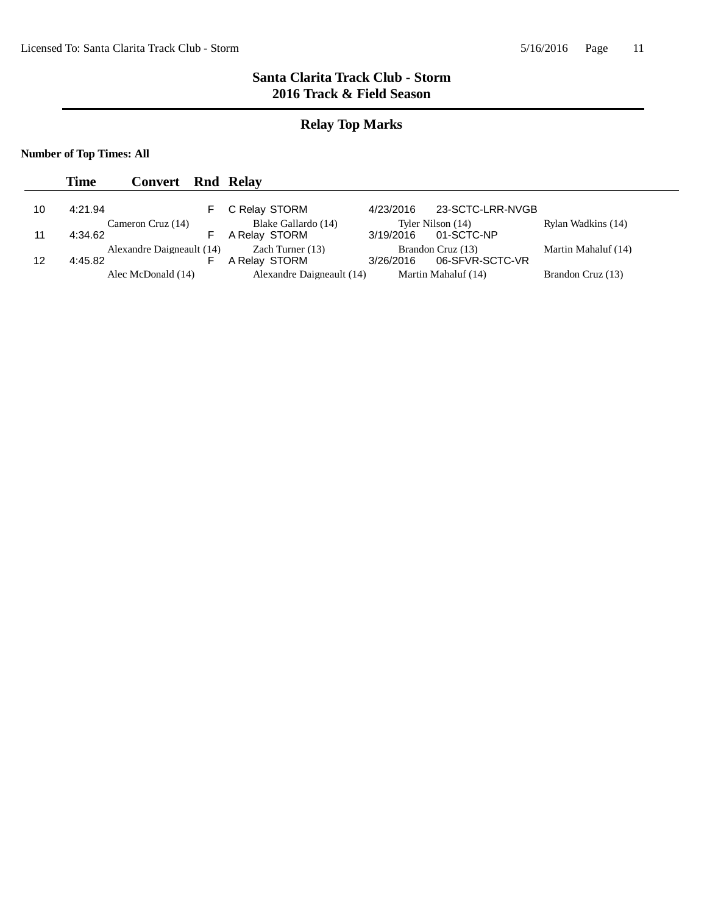**Santa Clarita Track Club - Storm**
**2016 Track & Field Season**

## Relay Top Marks

**Number of Top Times: All**

| | Time | Convert | Rnd | Relay | | | |
|---|---|---|---|---|---|---|---|
| 10 | 4:21.94 | | F | C Relay STORM | 4/23/2016 | 23-SCTC-LRR-NVGB | |
| | | Cameron Cruz (14) | | Blake Gallardo (14) | Tyler Nilson (14) | | Rylan Wadkins (14) |
| 11 | 4:34.62 | | F | A Relay STORM | 3/19/2016 | 01-SCTC-NP | |
| | | Alexandre Daigneault (14) | | Zach Turner (13) | Brandon Cruz (13) | | Martin Mahaluf (14) |
| 12 | 4:45.82 | | F | A Relay STORM | 3/26/2016 | 06-SFVR-SCTC-VR | |
| | | Alec McDonald (14) | | Alexandre Daigneault (14) | Martin Mahaluf (14) | | Brandon Cruz (13) |